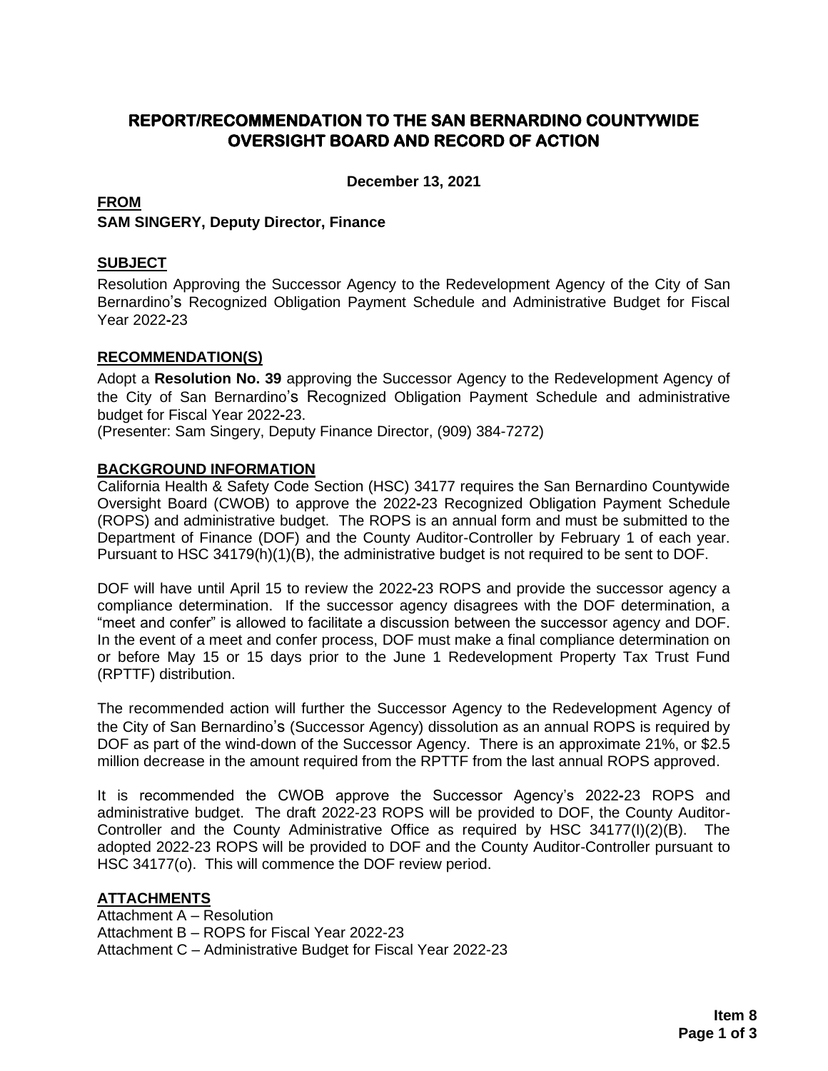# REPORT/RECOMMENDATION TO THE SAN BERNARDINO COUNTYWIDE OVERSIGHT BOARD AND RECORD OF ACTION

**December 13, 2021**

**FROM**

**SAM SINGERY, Deputy Director, Finance**

## SUBJECT

Resolution Approving the Successor Agency to the Redevelopment Agency of the City of San Bernardino's Recognized Obligation Payment Schedule and Administrative Budget for Fiscal Year 2022-23

## RECOMMENDATION(S)

Adopt a **Resolution No. 39** approving the Successor Agency to the Redevelopment Agency of the City of San Bernardino's Recognized Obligation Payment Schedule and administrative budget for Fiscal Year 2022-23.

(Presenter: Sam Singery, Deputy Finance Director, (909) 384-7272)

## BACKGROUND INFORMATION

California Health & Safety Code Section (HSC) 34177 requires the San Bernardino Countywide Oversight Board (CWOB) to approve the 2022-23 Recognized Obligation Payment Schedule (ROPS) and administrative budget. The ROPS is an annual form and must be submitted to the Department of Finance (DOF) and the County Auditor-Controller by February 1 of each year. Pursuant to HSC 34179(h)(1)(B), the administrative budget is not required to be sent to DOF.

DOF will have until April 15 to review the 2022-23 ROPS and provide the successor agency a compliance determination. If the successor agency disagrees with the DOF determination, a "meet and confer" is allowed to facilitate a discussion between the successor agency and DOF. In the event of a meet and confer process, DOF must make a final compliance determination on or before May 15 or 15 days prior to the June 1 Redevelopment Property Tax Trust Fund (RPTTF) distribution.

The recommended action will further the Successor Agency to the Redevelopment Agency of the City of San Bernardino's (Successor Agency) dissolution as an annual ROPS is required by DOF as part of the wind-down of the Successor Agency. There is an approximate 21%, or $2.5 million decrease in the amount required from the RPTTF from the last annual ROPS approved.

It is recommended the CWOB approve the Successor Agency's 2022-23 ROPS and administrative budget. The draft 2022-23 ROPS will be provided to DOF, the County Auditor-Controller and the County Administrative Office as required by HSC 34177(l)(2)(B). The adopted 2022-23 ROPS will be provided to DOF and the County Auditor-Controller pursuant to HSC 34177(o). This will commence the DOF review period.

## ATTACHMENTS

Attachment A – Resolution
Attachment B – ROPS for Fiscal Year 2022-23
Attachment C – Administrative Budget for Fiscal Year 2022-23

**Item 8**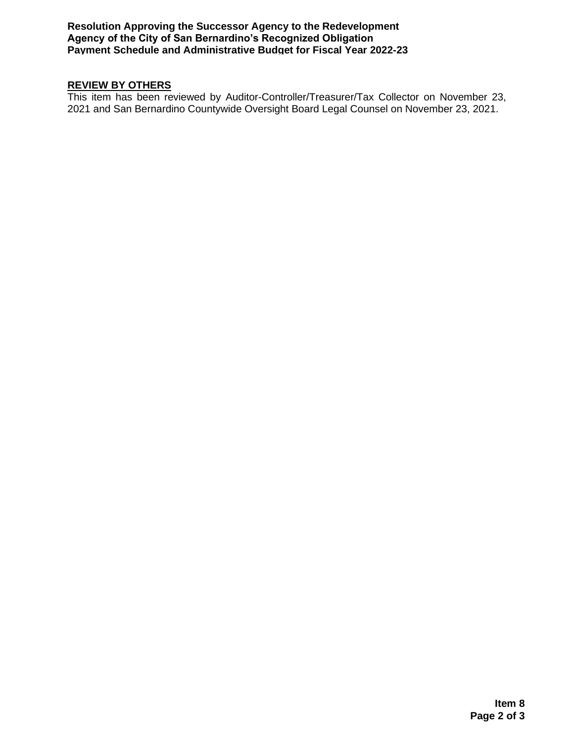## REVIEW BY OTHERS

This item has been reviewed by Auditor-Controller/Treasurer/Tax Collector on November 23, 2021 and San Bernardino Countywide Oversight Board Legal Counsel on November 23, 2021.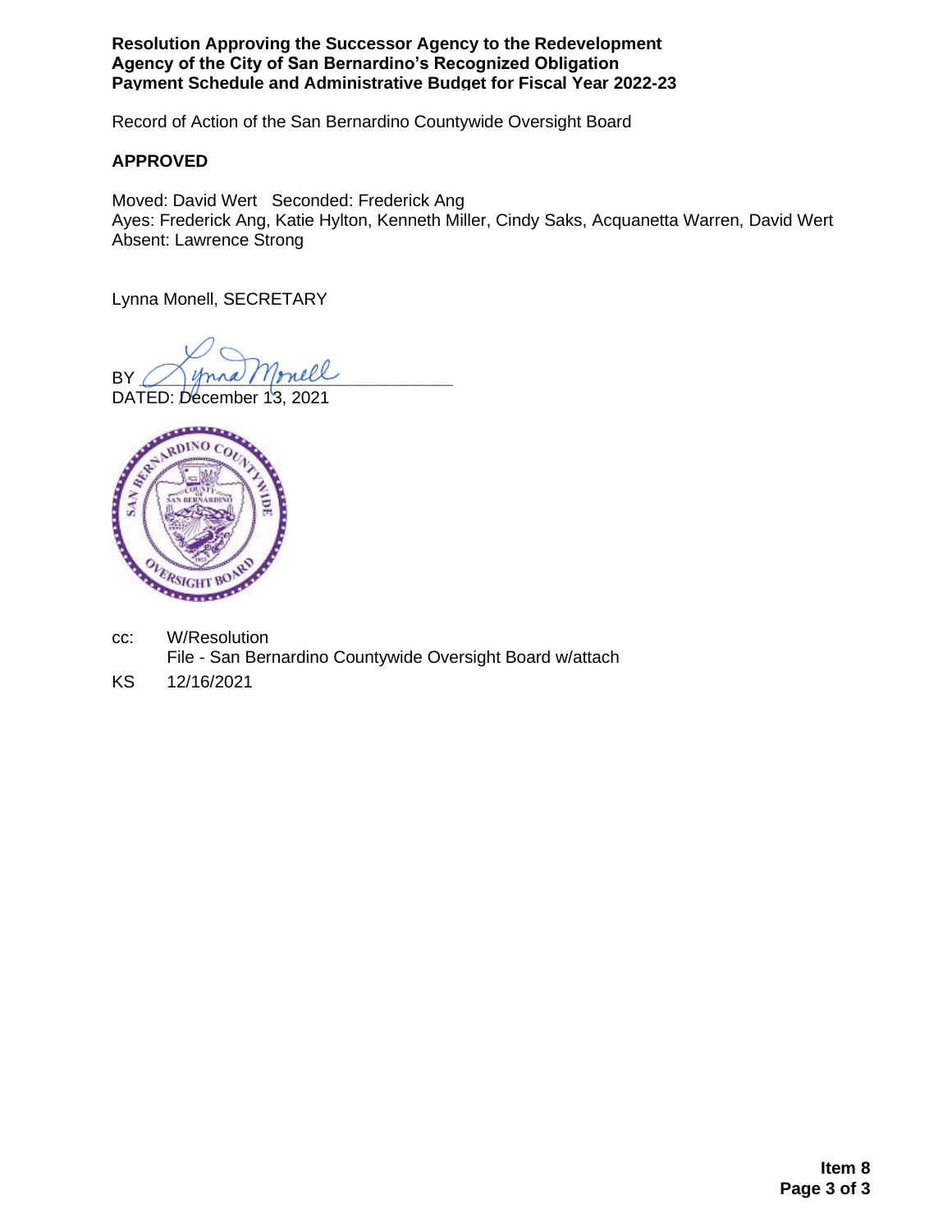**Resolution Approving the Successor Agency to the Redevelopment Agency of the City of San Bernardino's Recognized Obligation Payment Schedule and Administrative Budget for Fiscal Year 2022-23**

Record of Action of the San Bernardino Countywide Oversight Board

**APPROVED**

Moved: David Wert   Seconded: Frederick Ang
Ayes: Frederick Ang, Katie Hylton, Kenneth Miller, Cindy Saks, Acquanetta Warren, David Wert
Absent: Lawrence Strong

Lynna Monell, SECRETARY

BY ______________________________
DATED: December 13, 2021

cc: W/Resolution
File - San Bernardino Countywide Oversight Board w/attach

KS 12/16/2021

**Item 8**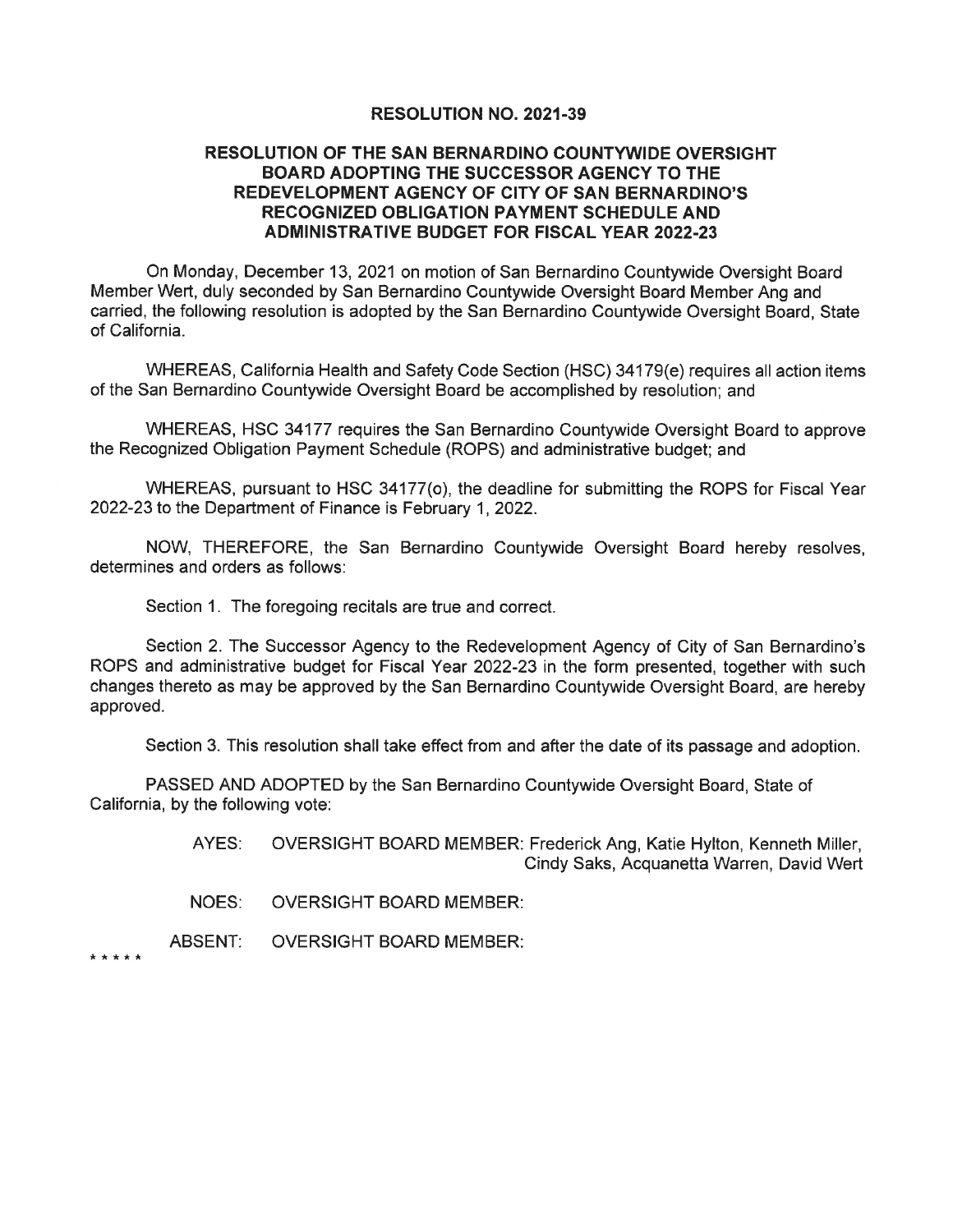**RESOLUTION NO. 2021-39**

**RESOLUTION OF THE SAN BERNARDINO COUNTYWIDE OVERSIGHT BOARD ADOPTING THE SUCCESSOR AGENCY TO THE REDEVELOPMENT AGENCY OF CITY OF SAN BERNARDINO'S RECOGNIZED OBLIGATION PAYMENT SCHEDULE AND ADMINISTRATIVE BUDGET FOR FISCAL YEAR 2022-23**

On Monday, December 13, 2021 on motion of San Bernardino Countywide Oversight Board Member Wert, duly seconded by San Bernardino Countywide Oversight Board Member Ang and carried, the following resolution is adopted by the San Bernardino Countywide Oversight Board, State of California.

WHEREAS, California Health and Safety Code Section (HSC) 34179(e) requires all action items of the San Bernardino Countywide Oversight Board be accomplished by resolution; and

WHEREAS, HSC 34177 requires the San Bernardino Countywide Oversight Board to approve the Recognized Obligation Payment Schedule (ROPS) and administrative budget; and

WHEREAS, pursuant to HSC 34177(o), the deadline for submitting the ROPS for Fiscal Year 2022-23 to the Department of Finance is February 1, 2022.

NOW, THEREFORE, the San Bernardino Countywide Oversight Board hereby resolves, determines and orders as follows:

Section 1. The foregoing recitals are true and correct.

Section 2. The Successor Agency to the Redevelopment Agency of City of San Bernardino's ROPS and administrative budget for Fiscal Year 2022-23 in the form presented, together with such changes thereto as may be approved by the San Bernardino Countywide Oversight Board, are hereby approved.

Section 3. This resolution shall take effect from and after the date of its passage and adoption.

PASSED AND ADOPTED by the San Bernardino Countywide Oversight Board, State of California, by the following vote:

AYES: OVERSIGHT BOARD MEMBER: Frederick Ang, Katie Hylton, Kenneth Miller, Cindy Saks, Acquanetta Warren, David Wert

NOES: OVERSIGHT BOARD MEMBER:

ABSENT: OVERSIGHT BOARD MEMBER:

\* \* \* \* \*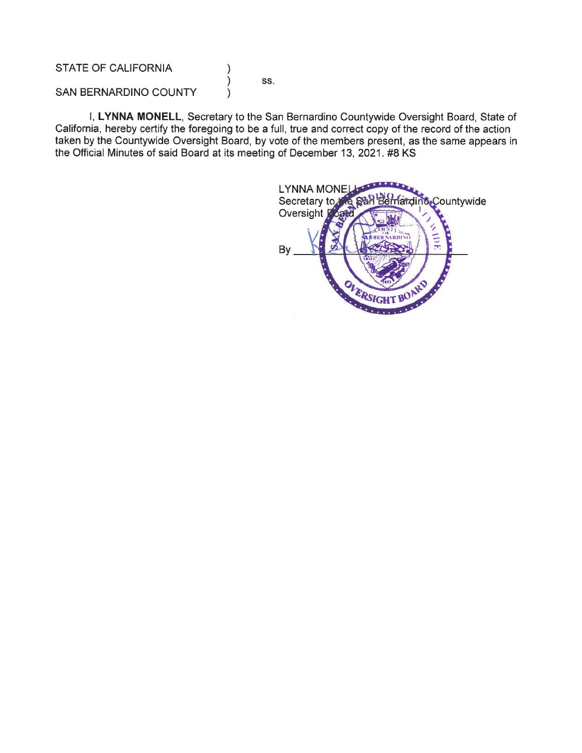STATE OF CALIFORNIA )
) ss.
SAN BERNARDINO COUNTY )

I, **LYNNA MONELL**, Secretary to the San Bernardino Countywide Oversight Board, State of California, hereby certify the foregoing to be a full, true and correct copy of the record of the action taken by the Countywide Oversight Board, by vote of the members present, as the same appears in the Official Minutes of said Board at its meeting of December 13, 2021. #8 KS

LYNNA MONELL
Secretary to the San Bernardino Countywide Oversight Board

By ______________________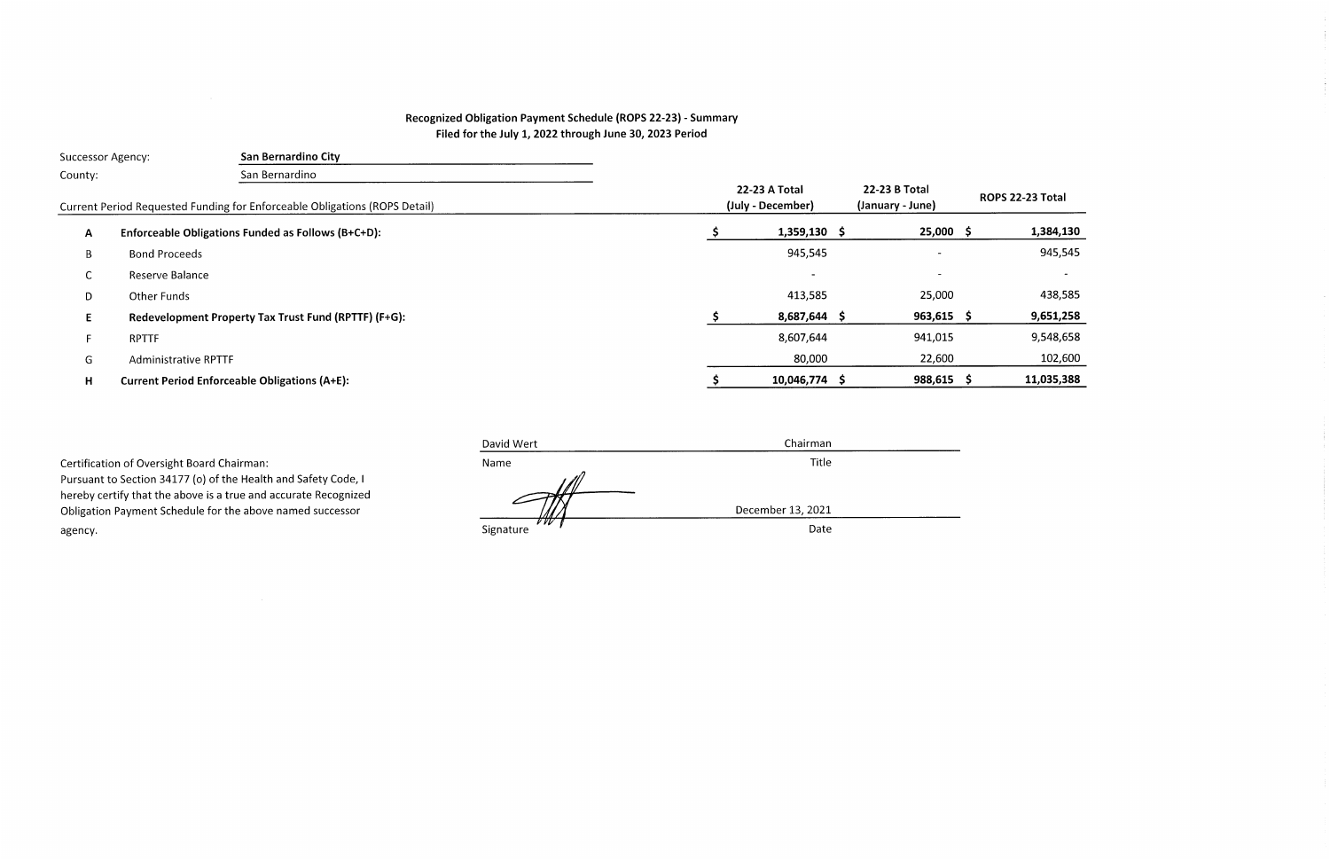## Recognized Obligation Payment Schedule (ROPS 22-23) - Summary
### Filed for the July 1, 2022 through June 30, 2023 Period

Successor Agency: **San Bernardino City**

County: San Bernardino

| | Current Period Requested Funding for Enforceable Obligations (ROPS Detail) | 22-23 A Total (July - December) | 22-23 B Total (January - June) | ROPS 22-23 Total |
|---|---|---|---|---|
| **A** | **Enforceable Obligations Funded as Follows (B+C+D):** | **$ 1,359,130** | **$ 25,000** | **$ 1,384,130** |
| B | Bond Proceeds | 945,545 | - | 945,545 |
| C | Reserve Balance | - | - | - |
| D | Other Funds | 413,585 | 25,000 | 438,585 |
| **E** | **Redevelopment Property Tax Trust Fund (RPTTF) (F+G):** | **$ 8,687,644** | **$ 963,615** | **$ 9,651,258** |
| F | RPTTF | 8,607,644 | 941,015 | 9,548,658 |
| G | Administrative RPTTF | 80,000 | 22,600 | 102,600 |
| **H** | **Current Period Enforceable Obligations (A+E):** | **$ 10,046,774** | **$ 988,615** | **$ 11,035,388** |

Certification of Oversight Board Chairman:
Pursuant to Section 34177 (o) of the Health and Safety Code, I hereby certify that the above is a true and accurate Recognized Obligation Payment Schedule for the above named successor agency.

| David Wert | Chairman |
|---|---|
| Name | Title |
| *(signature)* | December 13, 2021 |
| Signature | Date |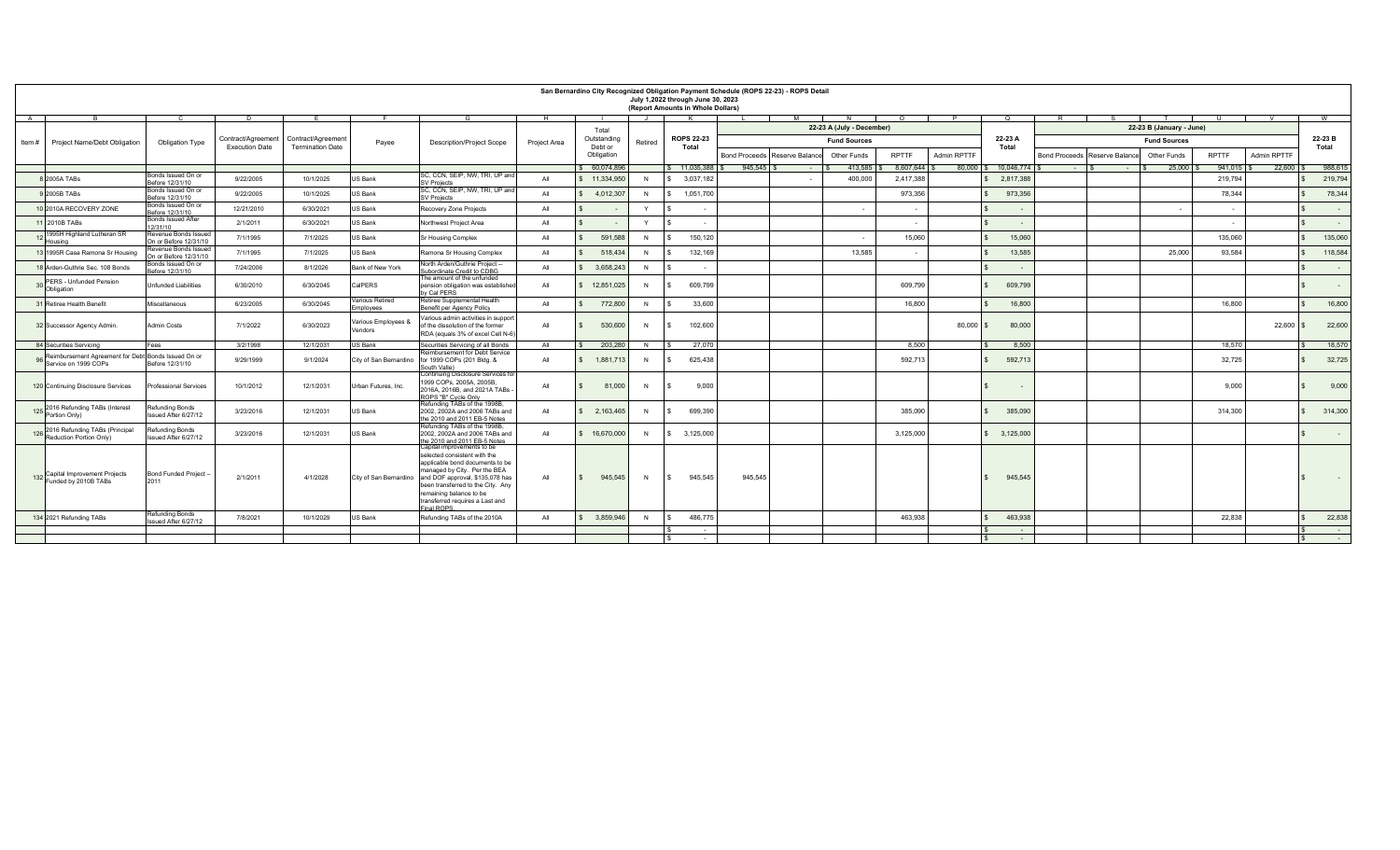# San Bernardino City Recognized Obligation Payment Schedule (ROPS 22-23) - ROPS Detail

July 1,2022 through June 30, 2023

(Report Amounts in Whole Dollars)

| A | B | C | D | E | F | G | H | I | J | K | L | M | N | O | P | Q | R | S | T | U | V | W |
|---|---|---|---|---|---|---|---|---|---|---|---|---|---|---|---|---|---|---|---|---|---|---|
| | | | | | | | | | | | 22-23 A (July - December) | | | | | | 22-23 B (January - June) | | | | | |
| | | | | | | | | | | | Fund Sources | | | | | | Fund Sources | | | | | |
| Item # | Project Name/Debt Obligation | Obligation Type | Contract/Agreement Execution Date | Contract/Agreement Termination Date | Payee | Description/Project Scope | Project Area | Total Outstanding Debt or Obligation | Retired | ROPS 22-23 Total | Bond Proceeds | Reserve Balance | Other Funds | RPTTF | Admin RPTTF | 22-23 A Total | Bond Proceeds | Reserve Balance | Other Funds | RPTTF | Admin RPTTF | 22-23 B Total |
| | | | | | | | | $ 60,074,896 | | $ 11,035,388 | $ 945,545 | $ - | $ 413,585 | $ 8,607,644 | $ 80,000 | $ 10,046,774 | $ - | $ - | $ 25,000 | $ 941,015 | $ 22,600 | $ 988,615 |
| 8 | 2005A TABs | Bonds Issued On or Before 12/31/10 | 9/22/2005 | 10/1/2025 | US Bank | SC, CCN, SEIP, NW, TRI, UP and SV Projects | All | $ 11,334,950 | N | $ 3,037,182 | | - | 400,000 | 2,417,388 | | $ 2,817,388 | | | | 219,794 | | $ 219,794 |
| 9 | 2005B TABs | Bonds Issued On or Before 12/31/10 | 9/22/2005 | 10/1/2025 | US Bank | SC, CCN, SEIP, NW, TRI, UP and SV Projects | All | $ 4,012,307 | N | $ 1,051,700 | | | | 973,356 | | $ 973,356 | | | | 78,344 | | $ 78,344 |
| 10 | 2010A RECOVERY ZONE | Bonds Issued On or Before 12/31/10 | 12/21/2010 | 6/30/2021 | US Bank | Recovery Zone Projects | All | $ - | Y | $ - | | | - | - | | $ - | | | - | - | | $ - |
| 11 | 2010B TABs | Bonds Issued After 12/31/10 | 2/1/2011 | 6/30/2021 | US Bank | Northwest Project Area | All | $ - | Y | $ - | | | | - | | $ - | | | | - | | $ - |
| 12 | 1995H Highland Lutheran SR Housing | Revenue Bonds Issued On or Before 12/31/10 | 7/1/1995 | 7/1/2025 | US Bank | Sr Housing Complex | All | $ 591,588 | N | $ 150,120 | | | - | 15,060 | | $ 15,060 | | | | 135,060 | | $ 135,060 |
| 13 | 1995R Casa Ramona Sr Housing | Revenue Bonds Issued On or Before 12/31/10 | 7/1/1995 | 7/1/2025 | US Bank | Ramona Sr Housing Complex | All | $ 518,434 | N | $ 132,169 | | | 13,585 | - | | $ 13,585 | | | 25,000 | 93,584 | | $ 118,584 |
| 18 | Arden-Guthrie Sec. 108 Bonds | Bonds Issued On or Before 12/31/10 | 7/24/2006 | 8/1/2026 | Bank of New York | North Arden/Guthrie Project -- Subordinate Credit to CDBG | All | $ 3,658,243 | N | $ - | | | | | | $ - | | | | | | $ - |
| 30 | PERS - Unfunded Pension Obligation | Unfunded Liabilities | 6/30/2010 | 6/30/2045 | CalPERS | The amount of the unfunded pension obligation was established by Cal PERS | All | $ 12,851,025 | N | $ 609,799 | | | | 609,799 | | $ 609,799 | | | | | | $ - |
| 31 | Retiree Health Benefit | Miscellaneous | 6/23/2005 | 6/30/2045 | Various Retired Employees | Retiree Supplemental Health Benefit per Agency Policy | All | $ 772,800 | N | $ 33,600 | | | | 16,800 | | $ 16,800 | | | | 16,800 | | $ 16,800 |
| 32 | Successor Agency Admin. | Admin Costs | 7/1/2022 | 6/30/2023 | Various Employees & Vendors | Various admin activities in support of the dissolution of the former RDA (equals 3% of excel Cell N-6) | All | $ 530,600 | N | $ 102,600 | | | | | 80,000 | $ 80,000 | | | | | 22,600 | $ 22,600 |
| 84 | Securities Servicing | Fees | 3/2/1998 | 12/1/2031 | US Bank | Securities Servicing of all Bonds | All | $ 203,280 | N | $ 27,070 | | | | 8,500 | | $ 8,500 | | | | 18,570 | | $ 18,570 |
| 96 | Reimbursement Agreement for Debt Service on 1999 COPs | Bonds Issued On or Before 12/31/10 | 9/29/1999 | 9/1/2024 | City of San Bernardino | Reimbursement for Debt Service for 1999 COPs (201 Bldg. & South Valle) | All | $ 1,881,713 | N | $ 625,438 | | | | 592,713 | | $ 592,713 | | | | 32,725 | | $ 32,725 |
| 120 | Continuing Disclosure Services | Professional Services | 10/1/2012 | 12/1/2031 | Urban Futures, Inc. | Continuing Disclosure Services for 1999 COPs, 2005A, 2005B, 2016A, 2016B, and 2021A TABs - ROPS "B" Cycle Only | All | $ 81,000 | N | $ 9,000 | | | | | | $ - | | | | 9,000 | | $ 9,000 |
| 125 | 2016 Refunding TABs (Interest Portion Only) | Refunding Bonds Issued After 6/27/12 | 3/23/2016 | 12/1/2031 | US Bank | Refunding TABs of the 1998B, 2002, 2002A and 2006 TABs and the 2010 and 2011 EB-5 Notes | All | $ 2,163,465 | N | $ 699,390 | | | | 385,090 | | $ 385,090 | | | | 314,300 | | $ 314,300 |
| 126 | 2016 Refunding TABs (Principal Reduction Portion Only) | Refunding Bonds Issued After 6/27/12 | 3/23/2016 | 12/1/2031 | US Bank | Refunding TABs of the 1998B, 2002, 2002A and 2006 TABs and the 2010 and 2011 EB-5 Notes | All | $ 16,670,000 | N | $ 3,125,000 | | | | 3,125,000 | | $ 3,125,000 | | | | | | $ - |
| 132 | Capital Improvement Projects Funded by 2010B TABs | Bond Funded Project -- 2011 | 2/1/2011 | 4/1/2028 | City of San Bernardino | Capital improvements to be selected consistent with the applicable bond documents to be managed by City. Per the BEA and DOF approval, $135,078 has been transferred to the City. Any remaining balance to be transferred requires a Last and Final ROPS. | All | $ 945,545 | N | $ 945,545 | 945,545 | | | | | $ 945,545 | | | | | | $ - |
| 134 | 2021 Refunding TABs | Refunding Bonds Issued After 6/27/12 | 7/8/2021 | 10/1/2029 | US Bank | Refunding TABs of the 2010A | All | $ 3,859,946 | N | $ 486,775 | | | | 463,938 | | $ 463,938 | | | | 22,838 | | $ 22,838 |
| | | | | | | | | | | $ - | | | | | | $ - | | | | | | $ - |
| | | | | | | | | | | $ - | | | | | | $ - | | | | | | $ - |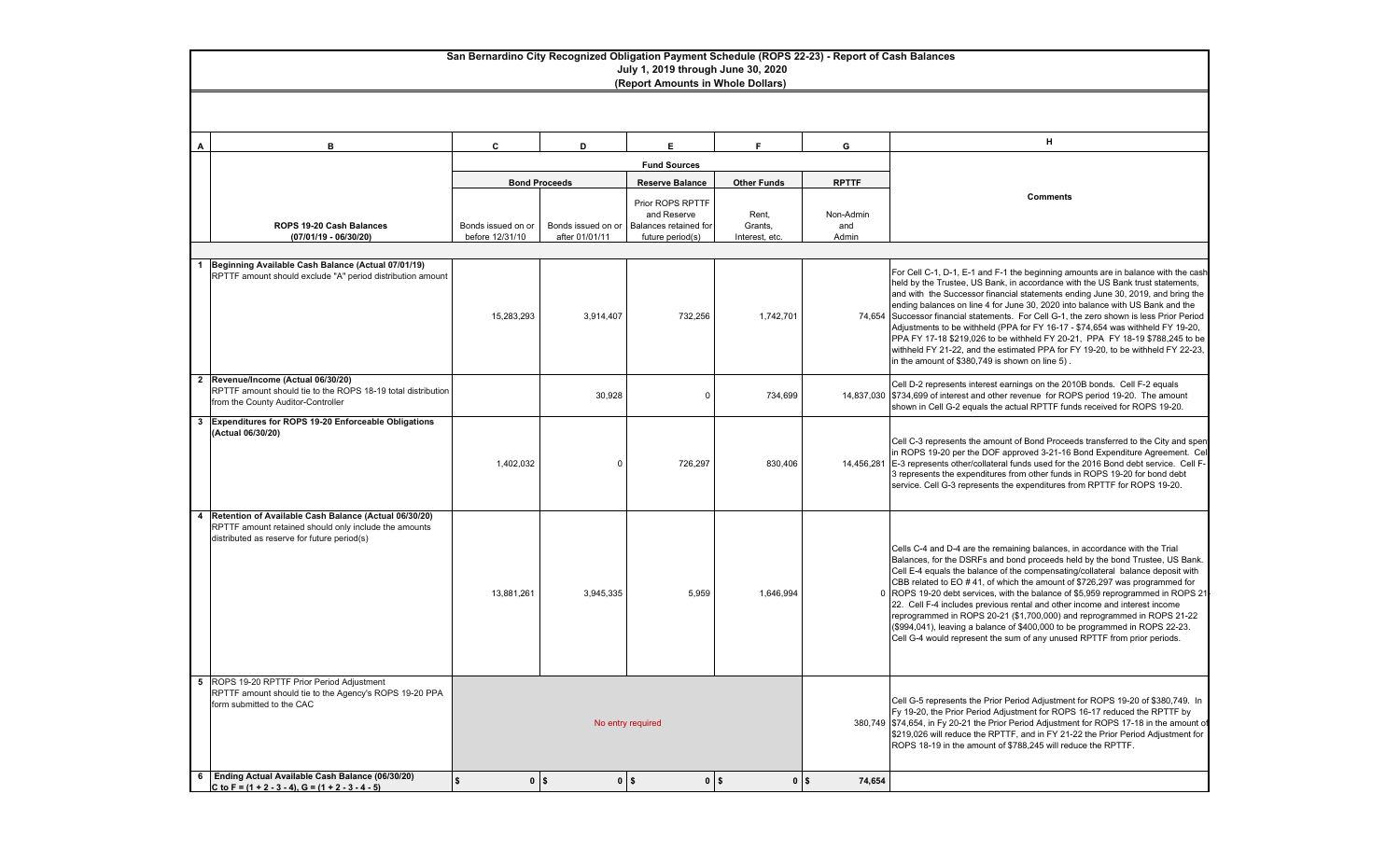# San Bernardino City Recognized Obligation Payment Schedule (ROPS 22-23) - Report of Cash Balances

## July 1, 2019 through June 30, 2020

### (Report Amounts in Whole Dollars)

| A | B | C | D | E | F | G | H |
|---|---|---|---|---|---|---|---|
| | | **Fund Sources** | | | | | **Comments** |
| | | **Bond Proceeds** | | **Reserve Balance** | **Other Funds** | **RPTTF** | |
| | **ROPS 19-20 Cash Balances (07/01/19 - 06/30/20)** | Bonds issued on or before 12/31/10 | Bonds issued on or after 01/01/11 | Prior ROPS RPTTF and Reserve Balances retained for future period(s) | Rent, Grants, Interest, etc. | Non-Admin and Admin | |
| 1 | **Beginning Available Cash Balance (Actual 07/01/19)** RPTTF amount should exclude "A" period distribution amount | 15,283,293 | 3,914,407 | 732,256 | 1,742,701 | 74,654 | For Cell C-1, D-1, E-1 and F-1 the beginning amounts are in balance with the cash held by the Trustee, US Bank, in accordance with the US Bank trust statements, and with the Successor financial statements ending June 30, 2019, and bring the ending balances on line 4 for June 30, 2020 into balance with US Bank and the Successor financial statements. For Cell G-1, the zero shown is less Prior Period Adjustments to be withheld (PPA for FY 16-17 - $74,654 was withheld FY 19-20, PPA FY 17-18 $219,026 to be withheld FY 20-21, PPA FY 18-19 $788,245 to be withheld FY 21-22, and the estimated PPA for FY 19-20, to be withheld FY 22-23, in the amount of $380,749 is shown on line 5) . |
| 2 | **Revenue/Income (Actual 06/30/20)** RPTTF amount should tie to the ROPS 18-19 total distribution from the County Auditor-Controller | | 30,928 | 0 | 734,699 | 14,837,030 | Cell D-2 represents interest earnings on the 2010B bonds. Cell F-2 equals $734,699 of interest and other revenue for ROPS period 19-20. The amount shown in Cell G-2 equals the actual RPTTF funds received for ROPS 19-20. |
| 3 | **Expenditures for ROPS 19-20 Enforceable Obligations (Actual 06/30/20)** | 1,402,032 | 0 | 726,297 | 830,406 | 14,456,281 | Cell C-3 represents the amount of Bond Proceeds transferred to the City and spent in ROPS 19-20 per the DOF approved 3-21-16 Bond Expenditure Agreement. Cell E-3 represents other/collateral funds used for the 2016 Bond debt service. Cell F-3 represents the expenditures from other funds in ROPS 19-20 for bond debt service. Cell G-3 represents the expenditures from RPTTF for ROPS 19-20. |
| 4 | **Retention of Available Cash Balance (Actual 06/30/20)** RPTTF amount retained should only include the amounts distributed as reserve for future period(s) | 13,881,261 | 3,945,335 | 5,959 | 1,646,994 | 0 | Cells C-4 and D-4 are the remaining balances, in accordance with the Trial Balances, for the DSRFs and bond proceeds held by the bond Trustee, US Bank. Cell E-4 equals the balance of the compensating/collateral balance deposit with CBB related to EO # 41, of which the amount of $726,297 was programmed for ROPS 19-20 debt services, with the balance of $5,959 reprogrammed in ROPS 21-22. Cell F-4 includes previous rental and other income and interest income reprogrammed in ROPS 20-21 ($1,700,000) and reprogrammed in ROPS 21-22 ($994,041), leaving a balance of $400,000 to be programmed in ROPS 22-23. Cell G-4 would represent the sum of any unused RPTTF from prior periods. |
| 5 | ROPS 19-20 RPTTF Prior Period Adjustment RPTTF amount should tie to the Agency's ROPS 19-20 PPA form submitted to the CAC | No entry required | | | | 380,749 | Cell G-5 represents the Prior Period Adjustment for ROPS 19-20 of $380,749. In Fy 19-20, the Prior Period Adjustment for ROPS 16-17 reduced the RPTTF by $74,654, in Fy 20-21 the Prior Period Adjustment for ROPS 17-18 in the amount of $219,026 will reduce the RPTTF, and in FY 21-22 the Prior Period Adjustment for ROPS 18-19 in the amount of $788,245 will reduce the RPTTF. |
| 6 | **Ending Actual Available Cash Balance (06/30/20) C to F = (1 + 2 - 3 - 4), G = (1 + 2 - 3 - 4 - 5)** | $ 0 | $ 0 | $ 0 | $ 0 | $ 74,654 | |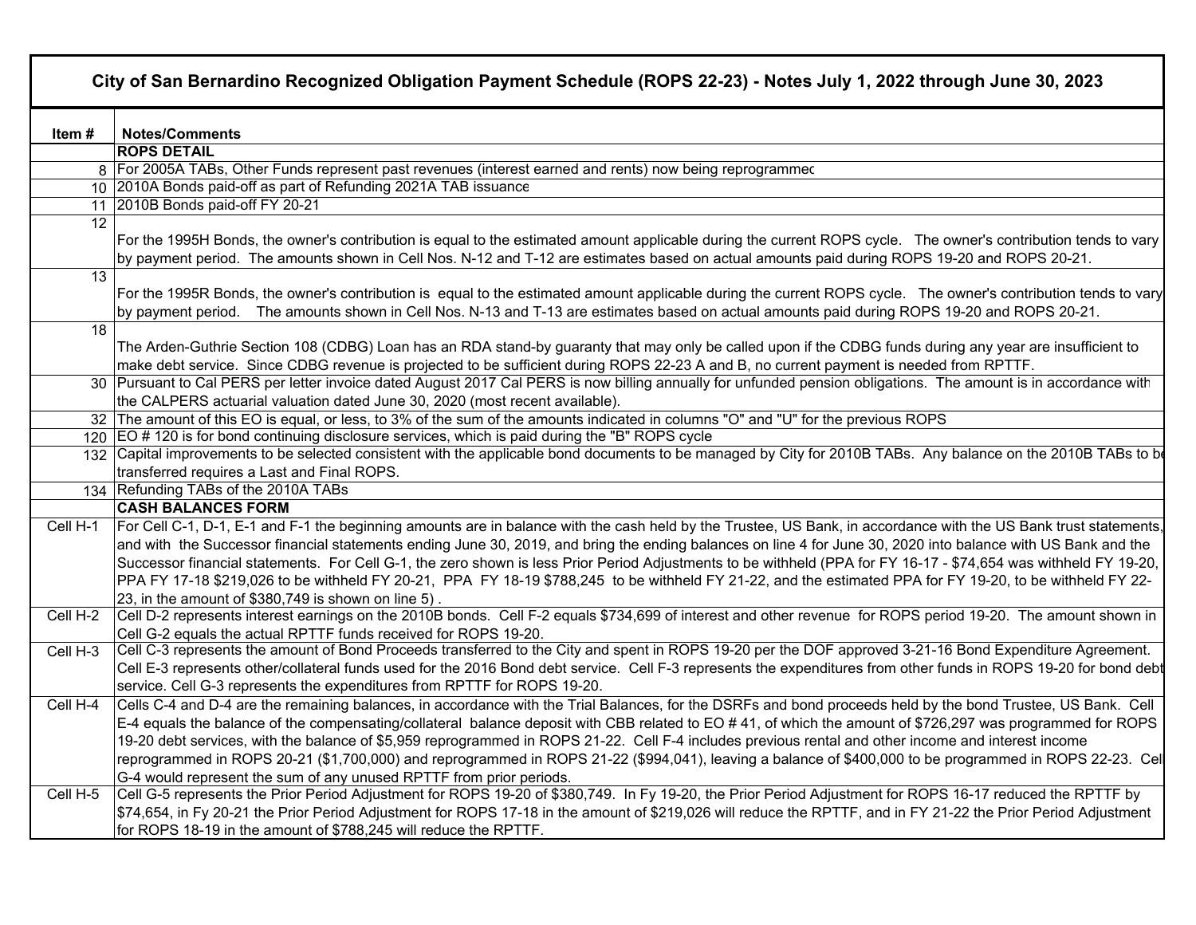# City of San Bernardino Recognized Obligation Payment Schedule (ROPS 22-23) - Notes July 1, 2022 through June 30, 2023

| Item # | Notes/Comments |
|---|---|
| | **ROPS DETAIL** |
| 8 | For 2005A TABs, Other Funds represent past revenues (interest earned and rents) now being reprogrammed |
| 10 | 2010A Bonds paid-off as part of Refunding 2021A TAB issuance |
| 11 | 2010B Bonds paid-off FY 20-21 |
| 12 | For the 1995H Bonds, the owner's contribution is equal to the estimated amount applicable during the current ROPS cycle. The owner's contribution tends to vary by payment period. The amounts shown in Cell Nos. N-12 and T-12 are estimates based on actual amounts paid during ROPS 19-20 and ROPS 20-21. |
| 13 | For the 1995R Bonds, the owner's contribution is equal to the estimated amount applicable during the current ROPS cycle. The owner's contribution tends to vary by payment period. The amounts shown in Cell Nos. N-13 and T-13 are estimates based on actual amounts paid during ROPS 19-20 and ROPS 20-21. |
| 18 | The Arden-Guthrie Section 108 (CDBG) Loan has an RDA stand-by guaranty that may only be called upon if the CDBG funds during any year are insufficient to make debt service. Since CDBG revenue is projected to be sufficient during ROPS 22-23 A and B, no current payment is needed from RPTTF. |
| 30 | Pursuant to Cal PERS per letter invoice dated August 2017 Cal PERS is now billing annually for unfunded pension obligations. The amount is in accordance with the CALPERS actuarial valuation dated June 30, 2020 (most recent available). |
| 32 | The amount of this EO is equal, or less, to 3% of the sum of the amounts indicated in columns "O" and "U" for the previous ROPS |
| 120 | EO # 120 is for bond continuing disclosure services, which is paid during the "B" ROPS cycle |
| 132 | Capital improvements to be selected consistent with the applicable bond documents to be managed by City for 2010B TABs. Any balance on the 2010B TABs to be transferred requires a Last and Final ROPS. |
| 134 | Refunding TABs of the 2010A TABs |
| | **CASH BALANCES FORM** |
| Cell H-1 | For Cell C-1, D-1, E-1 and F-1 the beginning amounts are in balance with the cash held by the Trustee, US Bank, in accordance with the US Bank trust statements, and with the Successor financial statements ending June 30, 2019, and bring the ending balances on line 4 for June 30, 2020 into balance with US Bank and the Successor financial statements. For Cell G-1, the zero shown is less Prior Period Adjustments to be withheld (PPA for FY 16-17 - $74,654 was withheld FY 19-20, PPA FY 17-18 $219,026 to be withheld FY 20-21, PPA FY 18-19 $788,245 to be withheld FY 21-22, and the estimated PPA for FY 19-20, to be withheld FY 22-23, in the amount of $380,749 is shown on line 5) . |
| Cell H-2 | Cell D-2 represents interest earnings on the 2010B bonds. Cell F-2 equals $734,699 of interest and other revenue for ROPS period 19-20. The amount shown in Cell G-2 equals the actual RPTTF funds received for ROPS 19-20. |
| Cell H-3 | Cell C-3 represents the amount of Bond Proceeds transferred to the City and spent in ROPS 19-20 per the DOF approved 3-21-16 Bond Expenditure Agreement. Cell E-3 represents other/collateral funds used for the 2016 Bond debt service. Cell F-3 represents the expenditures from other funds in ROPS 19-20 for bond debt service. Cell G-3 represents the expenditures from RPTTF for ROPS 19-20. |
| Cell H-4 | Cells C-4 and D-4 are the remaining balances, in accordance with the Trial Balances, for the DSRFs and bond proceeds held by the bond Trustee, US Bank. Cell E-4 equals the balance of the compensating/collateral balance deposit with CBB related to EO # 41, of which the amount of $726,297 was programmed for ROPS 19-20 debt services, with the balance of $5,959 reprogrammed in ROPS 21-22. Cell F-4 includes previous rental and other income and interest income reprogrammed in ROPS 20-21 ($1,700,000) and reprogrammed in ROPS 21-22 ($994,041), leaving a balance of $400,000 to be programmed in ROPS 22-23. Cell G-4 would represent the sum of any unused RPTTF from prior periods. |
| Cell H-5 | Cell G-5 represents the Prior Period Adjustment for ROPS 19-20 of $380,749. In Fy 19-20, the Prior Period Adjustment for ROPS 16-17 reduced the RPTTF by $74,654, in Fy 20-21 the Prior Period Adjustment for ROPS 17-18 in the amount of $219,026 will reduce the RPTTF, and in FY 21-22 the Prior Period Adjustment for ROPS 18-19 in the amount of $788,245 will reduce the RPTTF. |